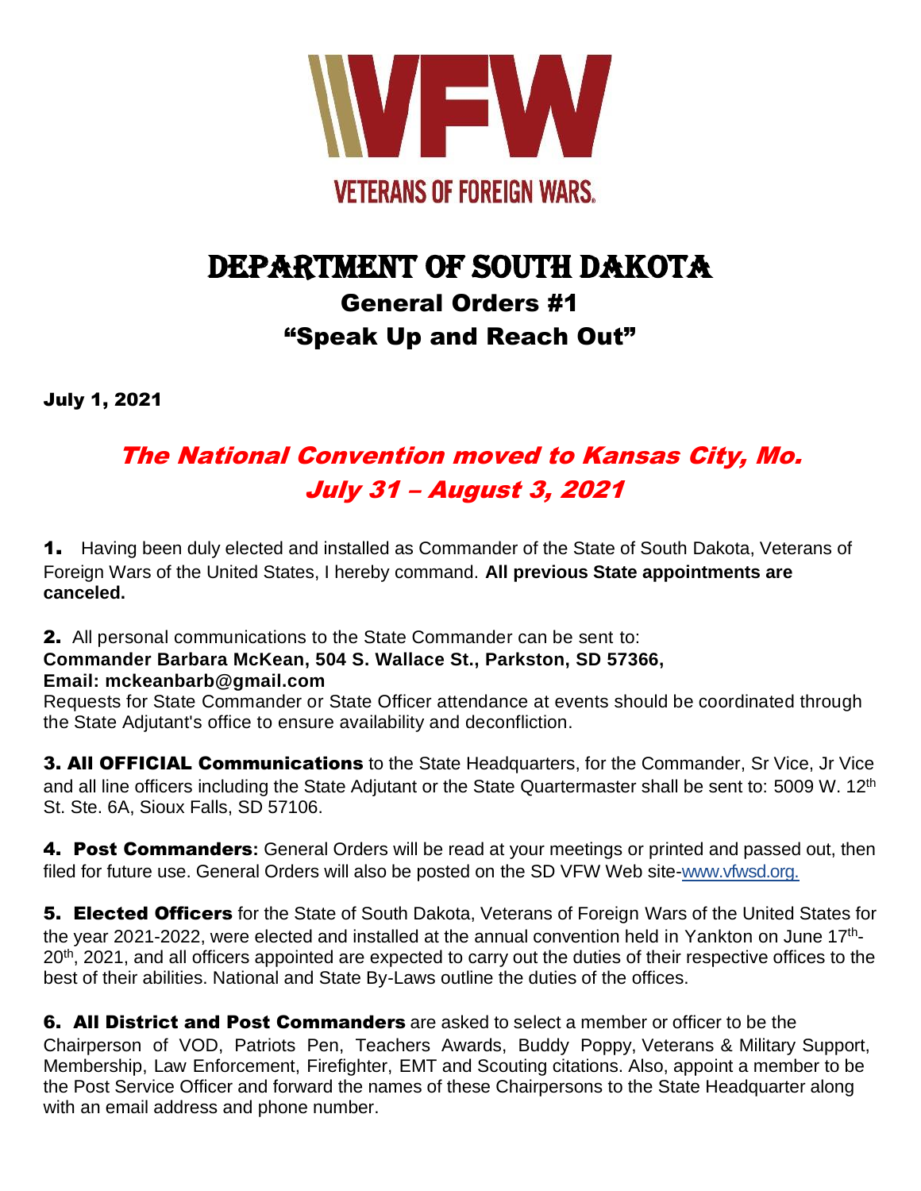VETERANS OF FOREIGN WARS

# DEPARTMENT OF SOUTH DAKOTA

## General Orders #1

## "Speak Up and Reach Out"

**July 1, 2021**

## *The National Convention moved to Kansas City, Mo. July 31 – August 3, 2021*

**1.** Having been duly elected and installed as Commander of the State of South Dakota, Veterans of Foreign Wars of the United States, I hereby command. **All previous State appointments are canceled.**

**2.** All personal communications to the State Commander can be sent to:
**Commander Barbara McKean, 504 S. Wallace St., Parkston, SD 57366,**
**Email: mckeanbarb@gmail.com**
Requests for State Commander or State Officer attendance at events should be coordinated through the State Adjutant's office to ensure availability and deconfliction.

**3. All OFFICIAL Communications** to the State Headquarters, for the Commander, Sr Vice, Jr Vice and all line officers including the State Adjutant or the State Quartermaster shall be sent to: 5009 W. 12th St. Ste. 6A, Sioux Falls, SD 57106.

**4. Post Commanders:** General Orders will be read at your meetings or printed and passed out, then filed for future use. General Orders will also be posted on the SD VFW Web site-www.vfwsd.org.

**5. Elected Officers** for the State of South Dakota, Veterans of Foreign Wars of the United States for the year 2021-2022, were elected and installed at the annual convention held in Yankton on June 17th-20th, 2021, and all officers appointed are expected to carry out the duties of their respective offices to the best of their abilities. National and State By-Laws outline the duties of the offices.

**6. All District and Post Commanders** are asked to select a member or officer to be the Chairperson of VOD, Patriots Pen, Teachers Awards, Buddy Poppy, Veterans & Military Support, Membership, Law Enforcement, Firefighter, EMT and Scouting citations. Also, appoint a member to be the Post Service Officer and forward the names of these Chairpersons to the State Headquarter along with an email address and phone number.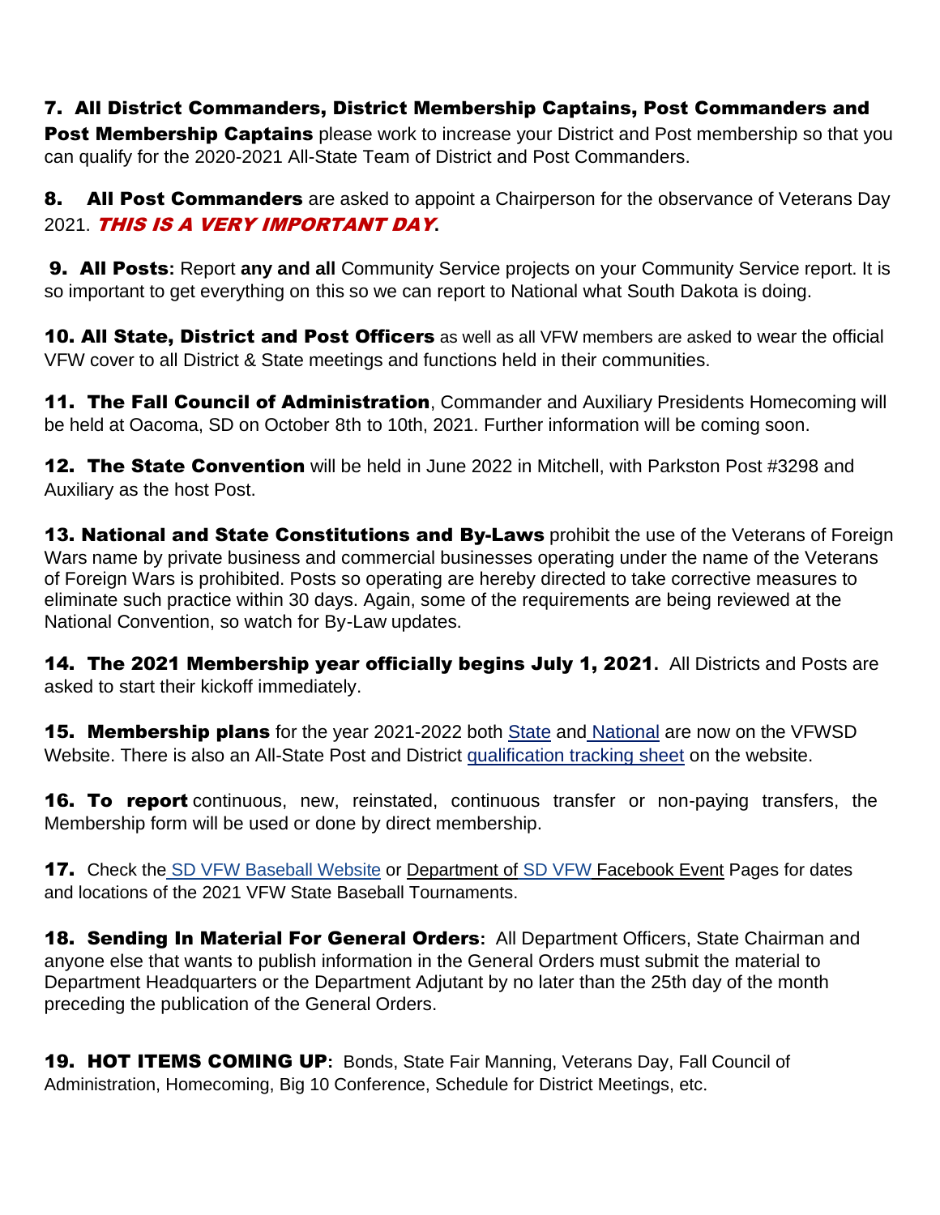**7. All District Commanders, District Membership Captains, Post Commanders and Post Membership Captains** please work to increase your District and Post membership so that you can qualify for the 2020-2021 All-State Team of District and Post Commanders.

**8. All Post Commanders** are asked to appoint a Chairperson for the observance of Veterans Day 2021. ***THIS IS A VERY IMPORTANT DAY*****.**

**9. All Posts:** Report **any and all** Community Service projects on your Community Service report. It is so important to get everything on this so we can report to National what South Dakota is doing.

**10. All State, District and Post Officers** as well as all VFW members are asked to wear the official VFW cover to all District & State meetings and functions held in their communities.

**11. The Fall Council of Administration**, Commander and Auxiliary Presidents Homecoming will be held at Oacoma, SD on October 8th to 10th, 2021. Further information will be coming soon.

**12. The State Convention** will be held in June 2022 in Mitchell, with Parkston Post #3298 and Auxiliary as the host Post.

**13. National and State Constitutions and By-Laws** prohibit the use of the Veterans of Foreign Wars name by private business and commercial businesses operating under the name of the Veterans of Foreign Wars is prohibited. Posts so operating are hereby directed to take corrective measures to eliminate such practice within 30 days. Again, some of the requirements are being reviewed at the National Convention, so watch for By-Law updates.

**14. The 2021 Membership year officially begins July 1, 2021.** All Districts and Posts are asked to start their kickoff immediately.

**15. Membership plans** for the year 2021-2022 both State and National are now on the VFWSD Website. There is also an All-State Post and District qualification tracking sheet on the website.

**16. To report** continuous, new, reinstated, continuous transfer or non-paying transfers, the Membership form will be used or done by direct membership.

**17.** Check the SD VFW Baseball Website or Department of SD VFW Facebook Event Pages for dates and locations of the 2021 VFW State Baseball Tournaments.

**18. Sending In Material For General Orders:** All Department Officers, State Chairman and anyone else that wants to publish information in the General Orders must submit the material to Department Headquarters or the Department Adjutant by no later than the 25th day of the month preceding the publication of the General Orders.

**19. HOT ITEMS COMING UP:** Bonds, State Fair Manning, Veterans Day, Fall Council of Administration, Homecoming, Big 10 Conference, Schedule for District Meetings, etc.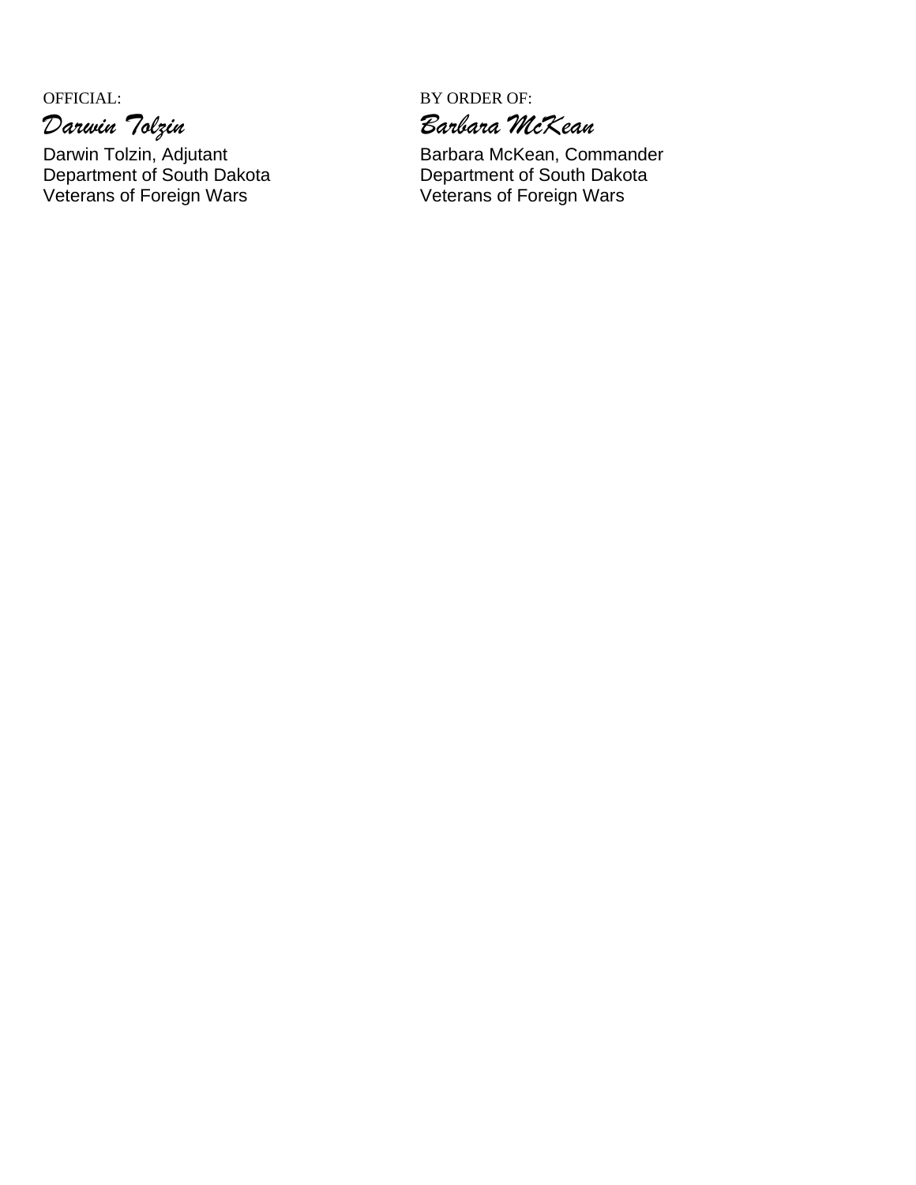OFFICIAL:

*Darwin Tolzin*

Darwin Tolzin, Adjutant
Department of South Dakota
Veterans of Foreign Wars

BY ORDER OF:

*Barbara McKean*

Barbara McKean, Commander
Department of South Dakota
Veterans of Foreign Wars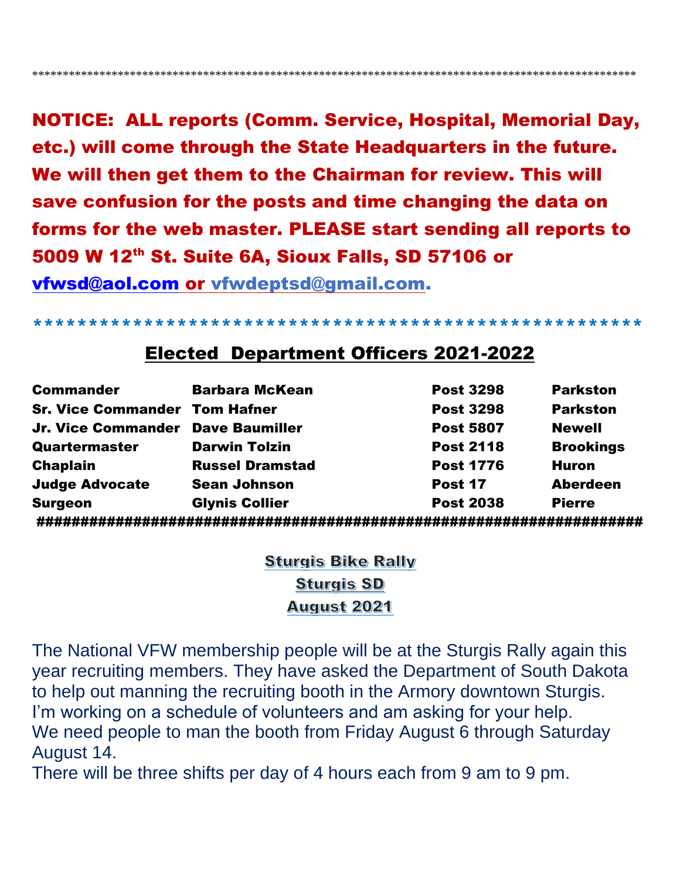**************************************************************************************************

**NOTICE: ALL reports (Comm. Service, Hospital, Memorial Day, etc.) will come through the State Headquarters in the future. We will then get them to the Chairman for review. This will save confusion for the posts and time changing the data on forms for the web master. PLEASE start sending all reports to 5009 W 12th St. Suite 6A, Sioux Falls, SD 57106 or vfwsd@aol.com or vfwdeptsd@gmail.com.**

*******************************************************

## Elected Department Officers 2021-2022

| | | | |
|---|---|---|---|
| **Commander** | **Barbara McKean** | **Post 3298** | **Parkston** |
| **Sr. Vice Commander** | **Tom Hafner** | **Post 3298** | **Parkston** |
| **Jr. Vice Commander** | **Dave Baumiller** | **Post 5807** | **Newell** |
| **Quartermaster** | **Darwin Tolzin** | **Post 2118** | **Brookings** |
| **Chaplain** | **Russel Dramstad** | **Post 1776** | **Huron** |
| **Judge Advocate** | **Sean Johnson** | **Post 17** | **Aberdeen** |
| **Surgeon** | **Glynis Collier** | **Post 2038** | **Pierre** |

######################################################################

## Sturgis Bike Rally
## Sturgis SD
## August 2021

The National VFW membership people will be at the Sturgis Rally again this year recruiting members. They have asked the Department of South Dakota to help out manning the recruiting booth in the Armory downtown Sturgis. I'm working on a schedule of volunteers and am asking for your help.
We need people to man the booth from Friday August 6 through Saturday August 14.
There will be three shifts per day of 4 hours each from 9 am to 9 pm.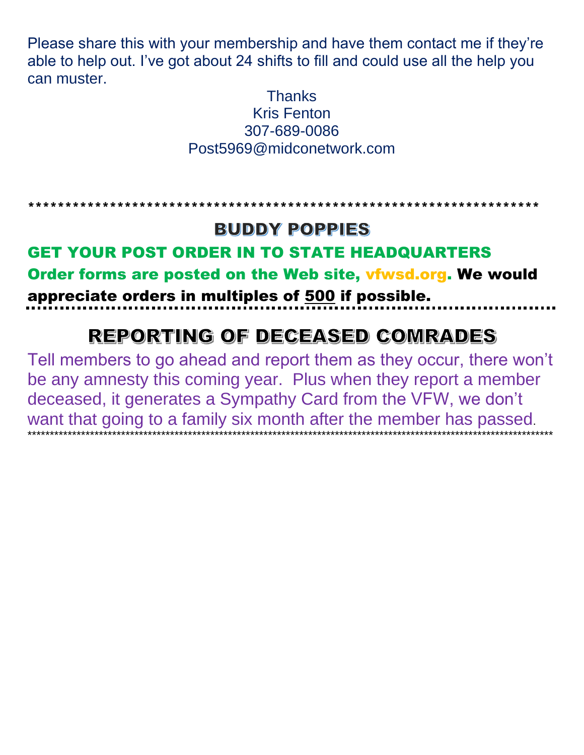Please share this with your membership and have them contact me if they're able to help out. I've got about 24 shifts to fill and could use all the help you can muster.

Thanks
Kris Fenton
307-689-0086
Post5969@midconetwork.com

*******************************************************************

## BUDDY POPPIES

**GET YOUR POST ORDER IN TO STATE HEADQUARTERS**

**Order forms are posted on the Web site, vfwsd.org. We would appreciate orders in multiples of <u>500</u> if possible.**

---

## REPORTING OF DECEASED COMRADES

Tell members to go ahead and report them as they occur, there won't be any amnesty this coming year. Plus when they report a member deceased, it generates a Sympathy Card from the VFW, we don't want that going to a family six month after the member has passed.

*******************************************************************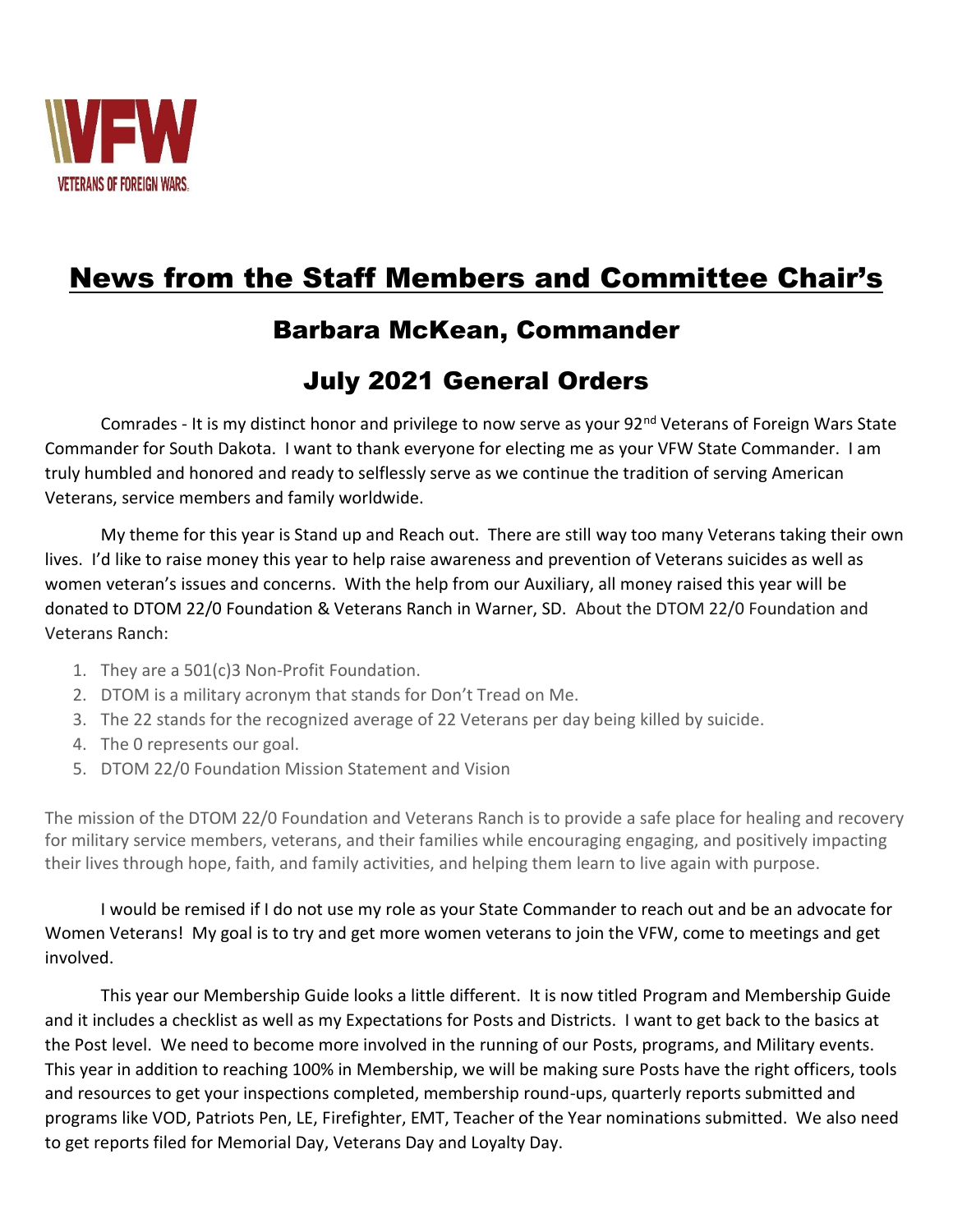# News from the Staff Members and Committee Chair's

## Barbara McKean, Commander

## July 2021 General Orders

Comrades - It is my distinct honor and privilege to now serve as your 92nd Veterans of Foreign Wars State Commander for South Dakota. I want to thank everyone for electing me as your VFW State Commander. I am truly humbled and honored and ready to selflessly serve as we continue the tradition of serving American Veterans, service members and family worldwide.

My theme for this year is Stand up and Reach out. There are still way too many Veterans taking their own lives. I'd like to raise money this year to help raise awareness and prevention of Veterans suicides as well as women veteran's issues and concerns. With the help from our Auxiliary, all money raised this year will be donated to DTOM 22/0 Foundation & Veterans Ranch in Warner, SD. About the DTOM 22/0 Foundation and Veterans Ranch:

1. They are a 501(c)3 Non-Profit Foundation.
2. DTOM is a military acronym that stands for Don't Tread on Me.
3. The 22 stands for the recognized average of 22 Veterans per day being killed by suicide.
4. The 0 represents our goal.
5. DTOM 22/0 Foundation Mission Statement and Vision

The mission of the DTOM 22/0 Foundation and Veterans Ranch is to provide a safe place for healing and recovery for military service members, veterans, and their families while encouraging engaging, and positively impacting their lives through hope, faith, and family activities, and helping them learn to live again with purpose.

I would be remised if I do not use my role as your State Commander to reach out and be an advocate for Women Veterans! My goal is to try and get more women veterans to join the VFW, come to meetings and get involved.

This year our Membership Guide looks a little different. It is now titled Program and Membership Guide and it includes a checklist as well as my Expectations for Posts and Districts. I want to get back to the basics at the Post level. We need to become more involved in the running of our Posts, programs, and Military events. This year in addition to reaching 100% in Membership, we will be making sure Posts have the right officers, tools and resources to get your inspections completed, membership round-ups, quarterly reports submitted and programs like VOD, Patriots Pen, LE, Firefighter, EMT, Teacher of the Year nominations submitted. We also need to get reports filed for Memorial Day, Veterans Day and Loyalty Day.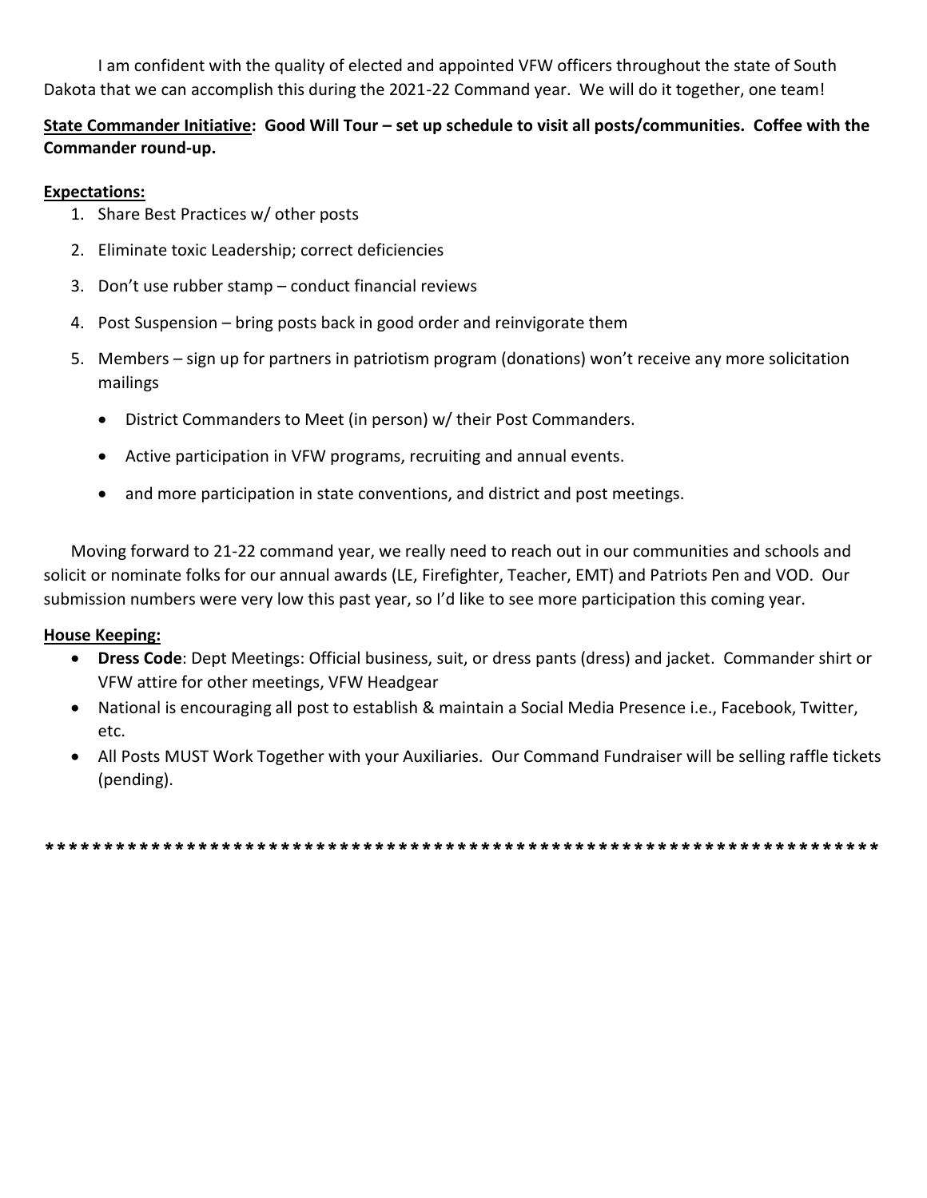I am confident with the quality of elected and appointed VFW officers throughout the state of South Dakota that we can accomplish this during the 2021-22 Command year. We will do it together, one team!

**<u>State Commander Initiative</u>: Good Will Tour – set up schedule to visit all posts/communities. Coffee with the Commander round-up.**

**<u>Expectations:</u>**

1. Share Best Practices w/ other posts
2. Eliminate toxic Leadership; correct deficiencies
3. Don't use rubber stamp – conduct financial reviews
4. Post Suspension – bring posts back in good order and reinvigorate them
5. Members – sign up for partners in patriotism program (donations) won't receive any more solicitation mailings
    - District Commanders to Meet (in person) w/ their Post Commanders.
    - Active participation in VFW programs, recruiting and annual events.
    - and more participation in state conventions, and district and post meetings.

Moving forward to 21-22 command year, we really need to reach out in our communities and schools and solicit or nominate folks for our annual awards (LE, Firefighter, Teacher, EMT) and Patriots Pen and VOD. Our submission numbers were very low this past year, so I'd like to see more participation this coming year.

**<u>House Keeping:</u>**

- **Dress Code**: Dept Meetings: Official business, suit, or dress pants (dress) and jacket. Commander shirt or VFW attire for other meetings, VFW Headgear
- National is encouraging all post to establish & maintain a Social Media Presence i.e., Facebook, Twitter, etc.
- All Posts MUST Work Together with your Auxiliaries. Our Command Fundraiser will be selling raffle tickets (pending).

**************************************************************************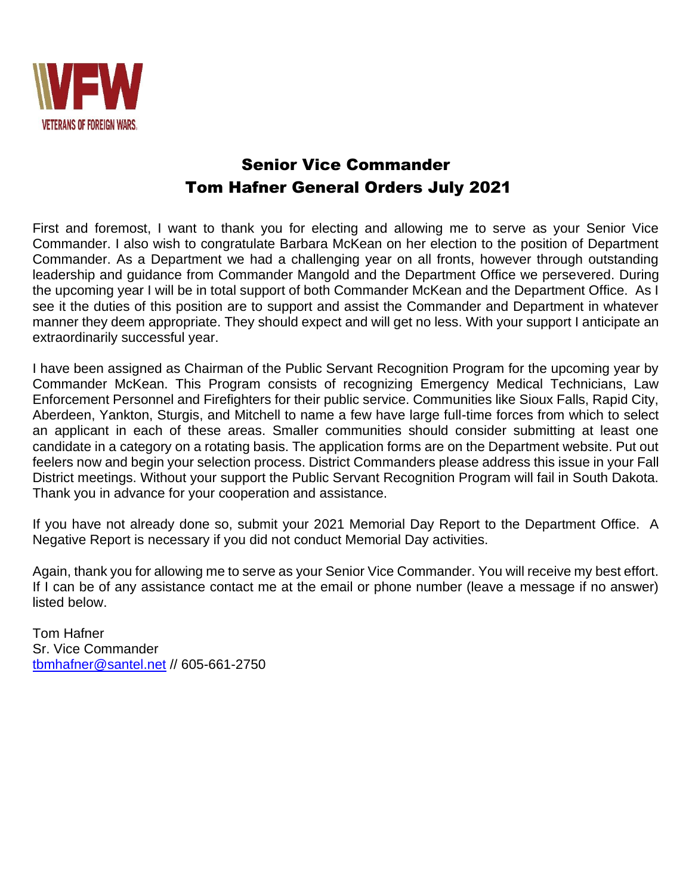VETERANS OF FOREIGN WARS

# Senior Vice Commander
# Tom Hafner General Orders July 2021

First and foremost, I want to thank you for electing and allowing me to serve as your Senior Vice Commander. I also wish to congratulate Barbara McKean on her election to the position of Department Commander. As a Department we had a challenging year on all fronts, however through outstanding leadership and guidance from Commander Mangold and the Department Office we persevered. During the upcoming year I will be in total support of both Commander McKean and the Department Office. As I see it the duties of this position are to support and assist the Commander and Department in whatever manner they deem appropriate. They should expect and will get no less. With your support I anticipate an extraordinarily successful year.

I have been assigned as Chairman of the Public Servant Recognition Program for the upcoming year by Commander McKean. This Program consists of recognizing Emergency Medical Technicians, Law Enforcement Personnel and Firefighters for their public service. Communities like Sioux Falls, Rapid City, Aberdeen, Yankton, Sturgis, and Mitchell to name a few have large full-time forces from which to select an applicant in each of these areas. Smaller communities should consider submitting at least one candidate in a category on a rotating basis. The application forms are on the Department website. Put out feelers now and begin your selection process. District Commanders please address this issue in your Fall District meetings. Without your support the Public Servant Recognition Program will fail in South Dakota. Thank you in advance for your cooperation and assistance.

If you have not already done so, submit your 2021 Memorial Day Report to the Department Office. A Negative Report is necessary if you did not conduct Memorial Day activities.

Again, thank you for allowing me to serve as your Senior Vice Commander. You will receive my best effort. If I can be of any assistance contact me at the email or phone number (leave a message if no answer) listed below.

Tom Hafner
Sr. Vice Commander
tbmhafner@santel.net // 605-661-2750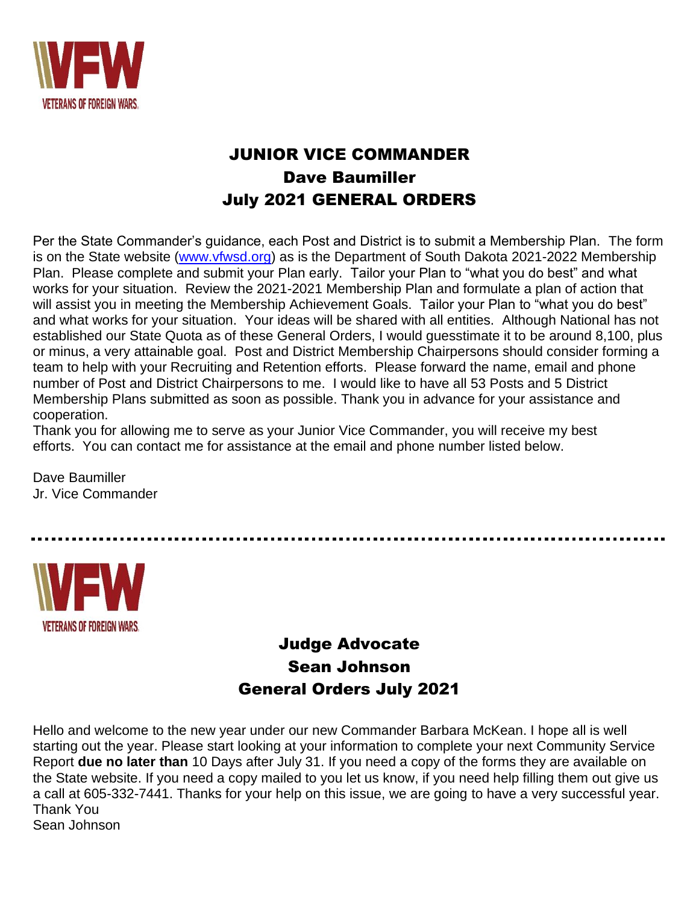VETERANS OF FOREIGN WARS

# JUNIOR VICE COMMANDER
## Dave Baumiller
## July 2021 GENERAL ORDERS

Per the State Commander's guidance, each Post and District is to submit a Membership Plan. The form is on the State website (www.vfwsd.org) as is the Department of South Dakota 2021-2022 Membership Plan. Please complete and submit your Plan early. Tailor your Plan to "what you do best" and what works for your situation. Review the 2021-2021 Membership Plan and formulate a plan of action that will assist you in meeting the Membership Achievement Goals. Tailor your Plan to "what you do best" and what works for your situation. Your ideas will be shared with all entities. Although National has not established our State Quota as of these General Orders, I would guesstimate it to be around 8,100, plus or minus, a very attainable goal. Post and District Membership Chairpersons should consider forming a team to help with your Recruiting and Retention efforts. Please forward the name, email and phone number of Post and District Chairpersons to me. I would like to have all 53 Posts and 5 District Membership Plans submitted as soon as possible. Thank you in advance for your assistance and cooperation.
Thank you for allowing me to serve as your Junior Vice Commander, you will receive my best efforts. You can contact me for assistance at the email and phone number listed below.

Dave Baumiller
Jr. Vice Commander

---

VETERANS OF FOREIGN WARS

# Judge Advocate
## Sean Johnson
## General Orders July 2021

Hello and welcome to the new year under our new Commander Barbara McKean. I hope all is well starting out the year. Please start looking at your information to complete your next Community Service Report **due no later than** 10 Days after July 31. If you need a copy of the forms they are available on the State website. If you need a copy mailed to you let us know, if you need help filling them out give us a call at 605-332-7441. Thanks for your help on this issue, we are going to have a very successful year.
Thank You
Sean Johnson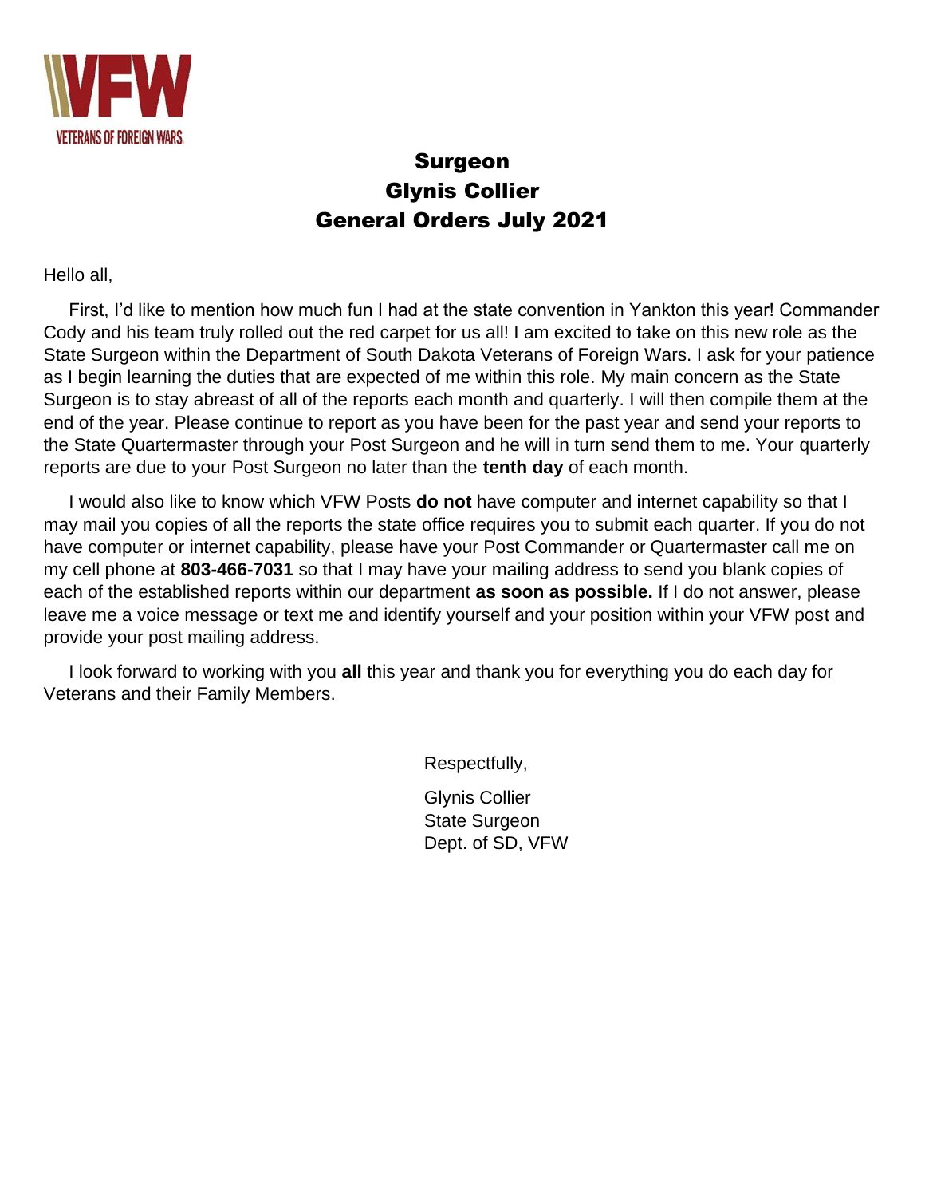# Surgeon
# Glynis Collier
# General Orders July 2021

Hello all,

First, I'd like to mention how much fun I had at the state convention in Yankton this year! Commander Cody and his team truly rolled out the red carpet for us all! I am excited to take on this new role as the State Surgeon within the Department of South Dakota Veterans of Foreign Wars. I ask for your patience as I begin learning the duties that are expected of me within this role. My main concern as the State Surgeon is to stay abreast of all of the reports each month and quarterly. I will then compile them at the end of the year. Please continue to report as you have been for the past year and send your reports to the State Quartermaster through your Post Surgeon and he will in turn send them to me. Your quarterly reports are due to your Post Surgeon no later than the **tenth day** of each month.

I would also like to know which VFW Posts **do not** have computer and internet capability so that I may mail you copies of all the reports the state office requires you to submit each quarter. If you do not have computer or internet capability, please have your Post Commander or Quartermaster call me on my cell phone at **803-466-7031** so that I may have your mailing address to send you blank copies of each of the established reports within our department **as soon as possible.** If I do not answer, please leave me a voice message or text me and identify yourself and your position within your VFW post and provide your post mailing address.

I look forward to working with you **all** this year and thank you for everything you do each day for Veterans and their Family Members.

Respectfully,

Glynis Collier
State Surgeon
Dept. of SD, VFW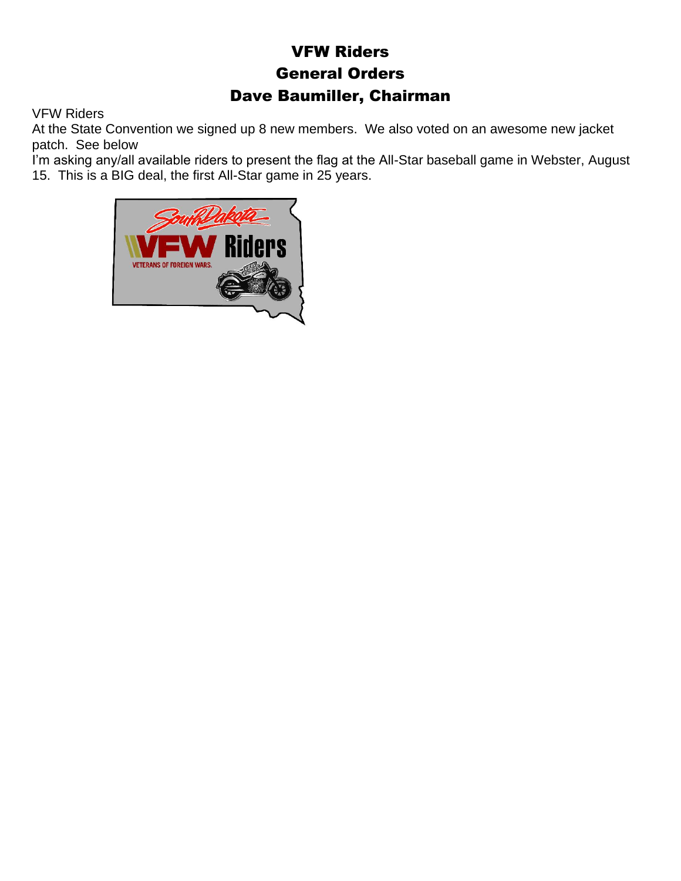# VFW Riders
## General Orders
## Dave Baumiller, Chairman

VFW Riders

At the State Convention we signed up 8 new members. We also voted on an awesome new jacket patch. See below

I'm asking any/all available riders to present the flag at the All-Star baseball game in Webster, August 15. This is a BIG deal, the first All-Star game in 25 years.

South Dakota

VFW Riders

VETERANS OF FOREIGN WARS.